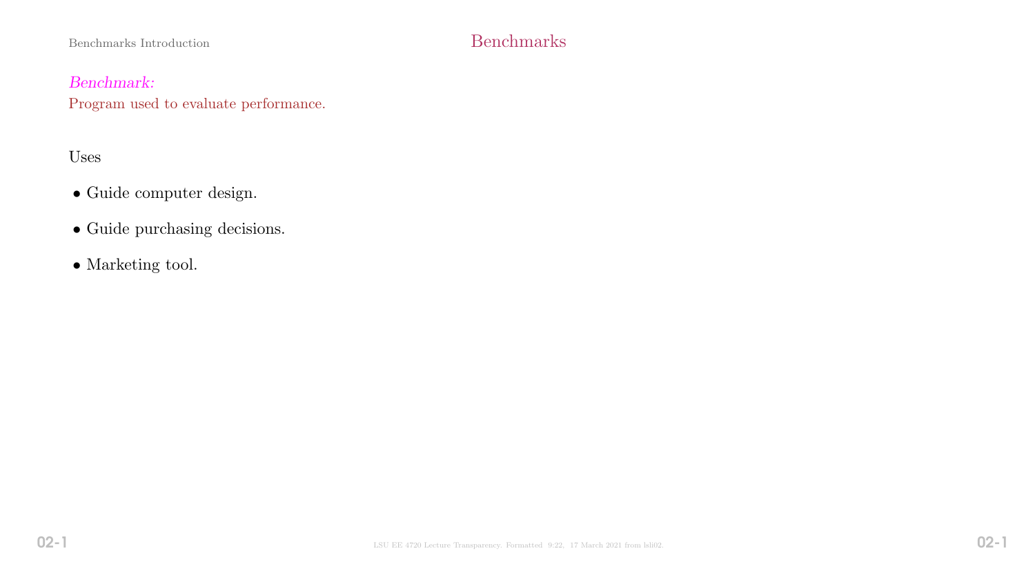# Benchmarks

*Benchmark:*
Program used to evaluate performance.

Uses

- Guide computer design.
- Guide purchasing decisions.
- Marketing tool.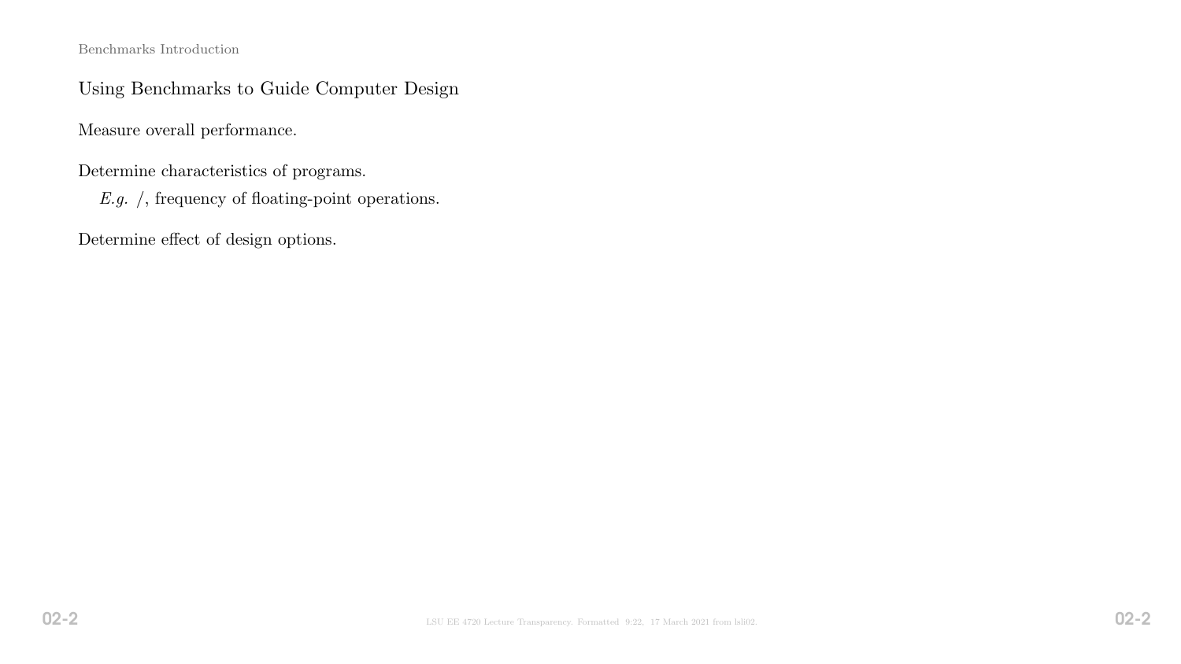## Using Benchmarks to Guide Computer Design

Measure overall performance.

Determine characteristics of programs.

*E.g.* /, frequency of floating-point operations.

Determine effect of design options.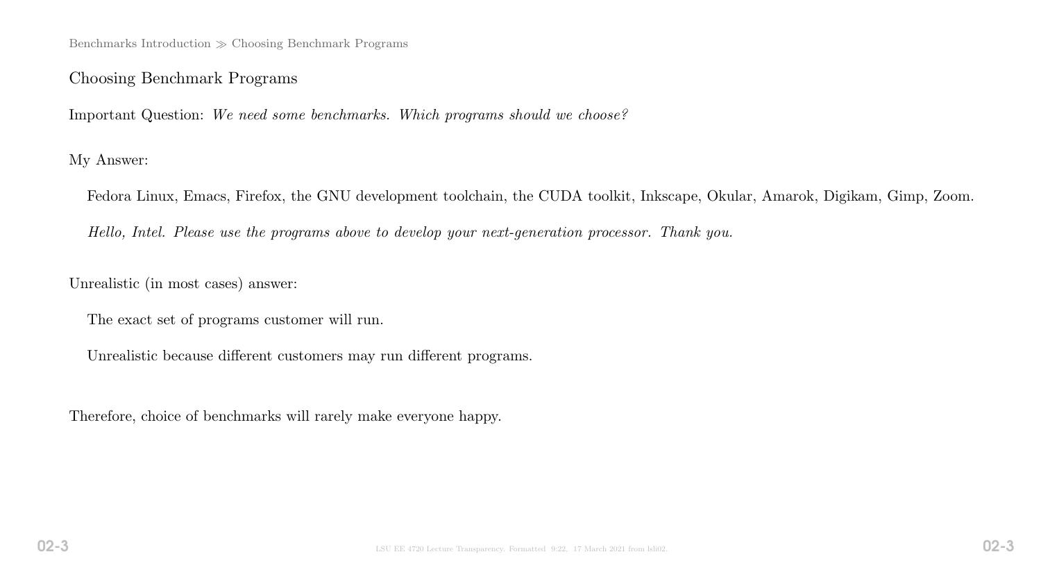## Choosing Benchmark Programs

Important Question: *We need some benchmarks. Which programs should we choose?*

My Answer:

Fedora Linux, Emacs, Firefox, the GNU development toolchain, the CUDA toolkit, Inkscape, Okular, Amarok, Digikam, Gimp, Zoom.

*Hello, Intel. Please use the programs above to develop your next-generation processor. Thank you.*

Unrealistic (in most cases) answer:

The exact set of programs customer will run.

Unrealistic because different customers may run different programs.

Therefore, choice of benchmarks will rarely make everyone happy.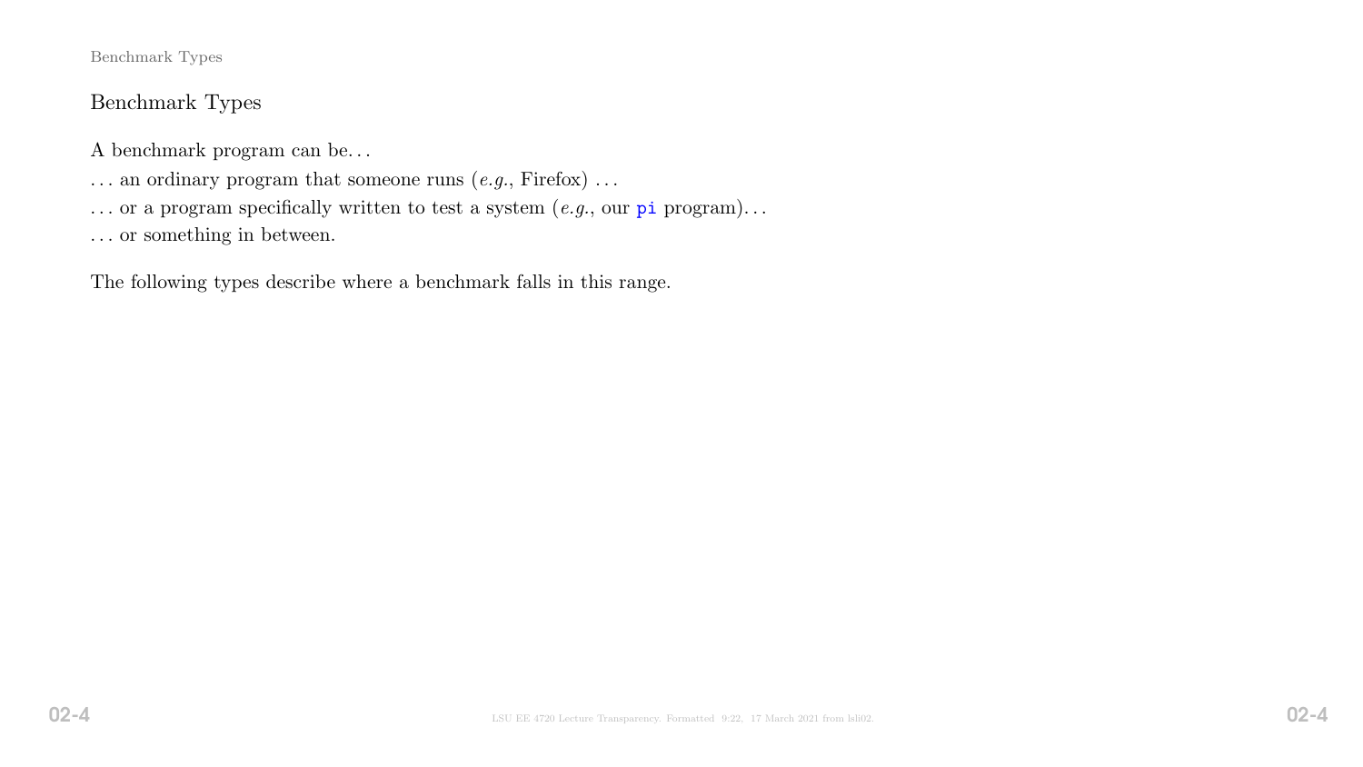## Benchmark Types

A benchmark program can be…

… an ordinary program that someone runs (*e.g.*, Firefox) …

… or a program specifically written to test a system (*e.g.*, our `pi` program)…

… or something in between.

The following types describe where a benchmark falls in this range.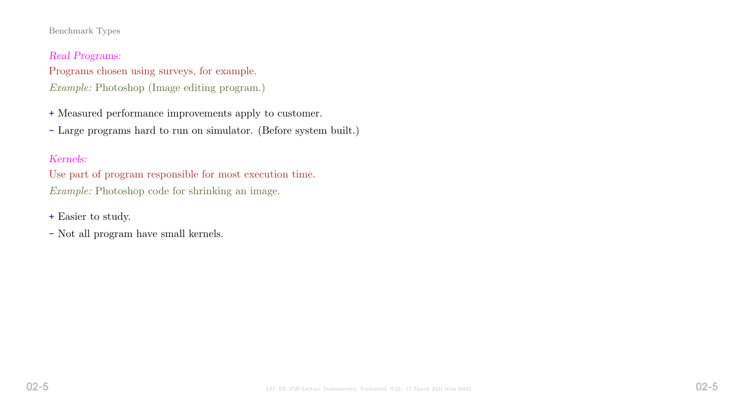## Benchmark Types

*Real Programs:*

Programs chosen using surveys, for example.

*Example:* Photoshop (Image editing program.)

+ Measured performance improvements apply to customer.
- Large programs hard to run on simulator. (Before system built.)

*Kernels:*

Use part of program responsible for most execution time.

*Example:* Photoshop code for shrinking an image.

+ Easier to study.
- Not all program have small kernels.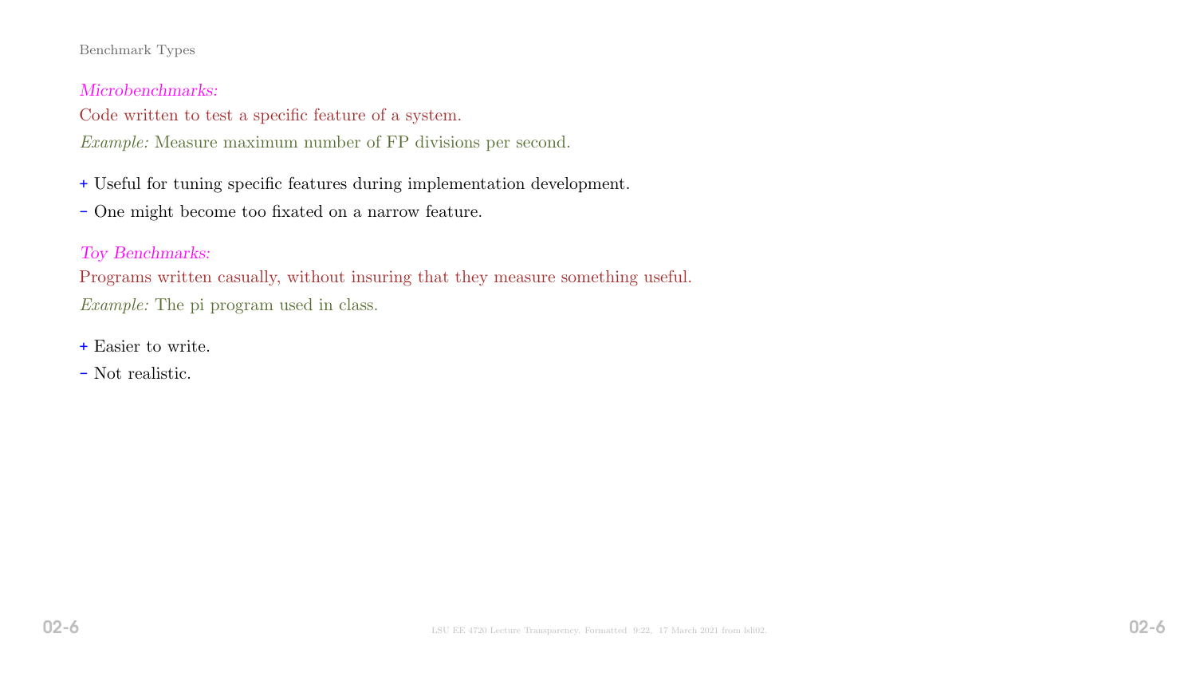## Benchmark Types

*Microbenchmarks:*

Code written to test a specific feature of a system.

*Example:* Measure maximum number of FP divisions per second.

+ Useful for tuning specific features during implementation development.

- One might become too fixated on a narrow feature.

*Toy Benchmarks:*

Programs written casually, without insuring that they measure something useful.

*Example:* The pi program used in class.

+ Easier to write.

- Not realistic.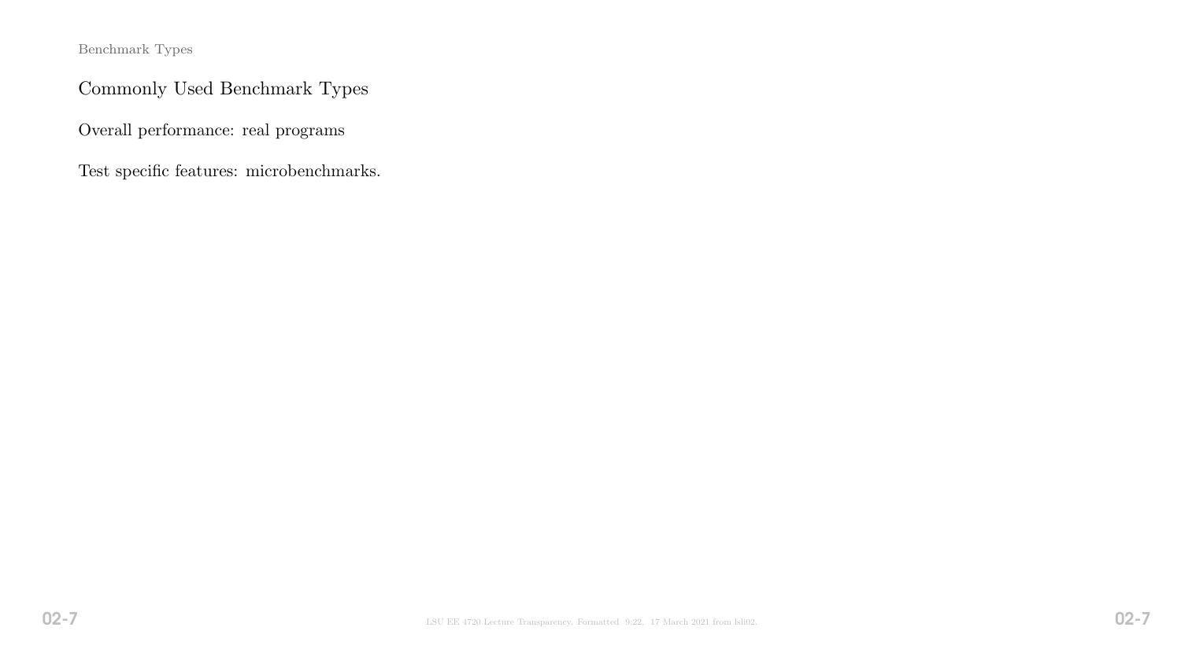## Commonly Used Benchmark Types

Overall performance: real programs

Test specific features: microbenchmarks.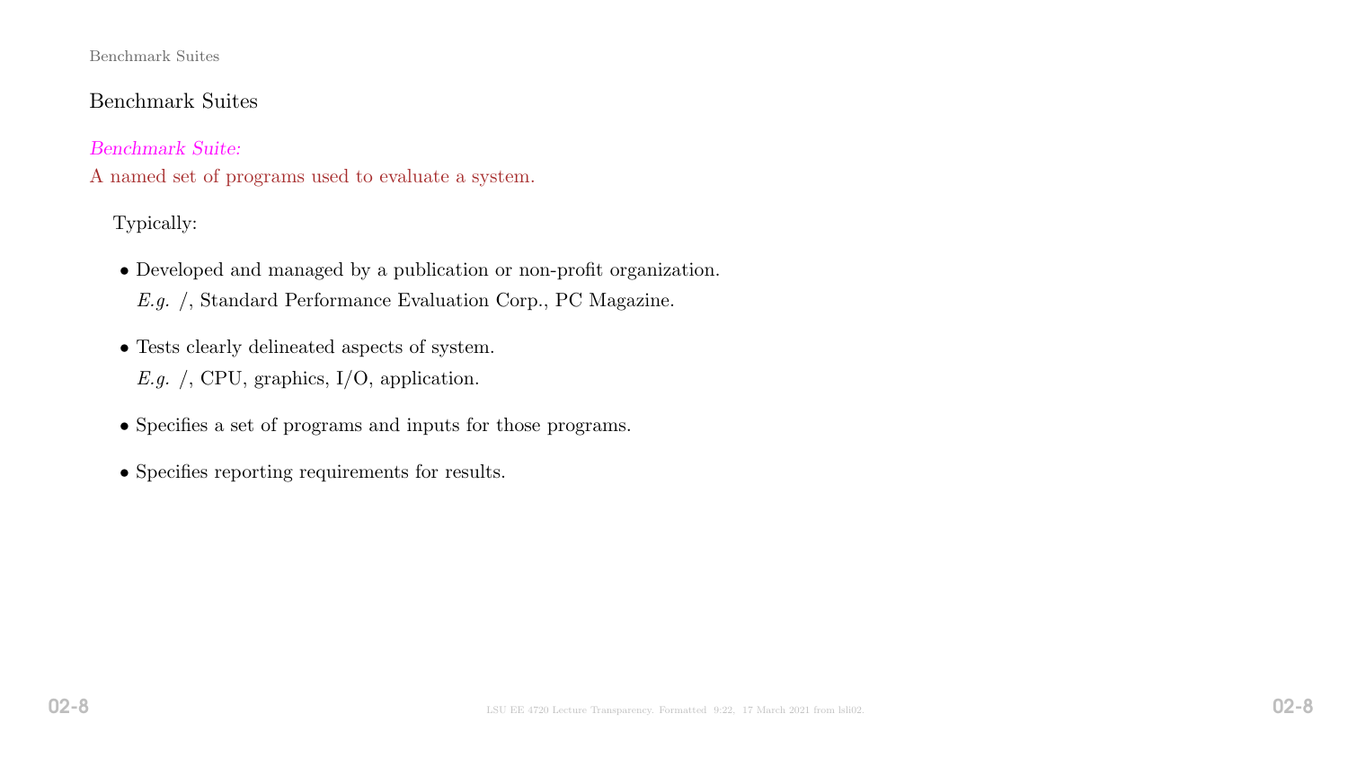## Benchmark Suites

*Benchmark Suite:*
A named set of programs used to evaluate a system.

Typically:

- Developed and managed by a publication or non-profit organization.
  *E.g.* /, Standard Performance Evaluation Corp., PC Magazine.

- Tests clearly delineated aspects of system.
  *E.g.* /, CPU, graphics, I/O, application.

- Specifies a set of programs and inputs for those programs.

- Specifies reporting requirements for results.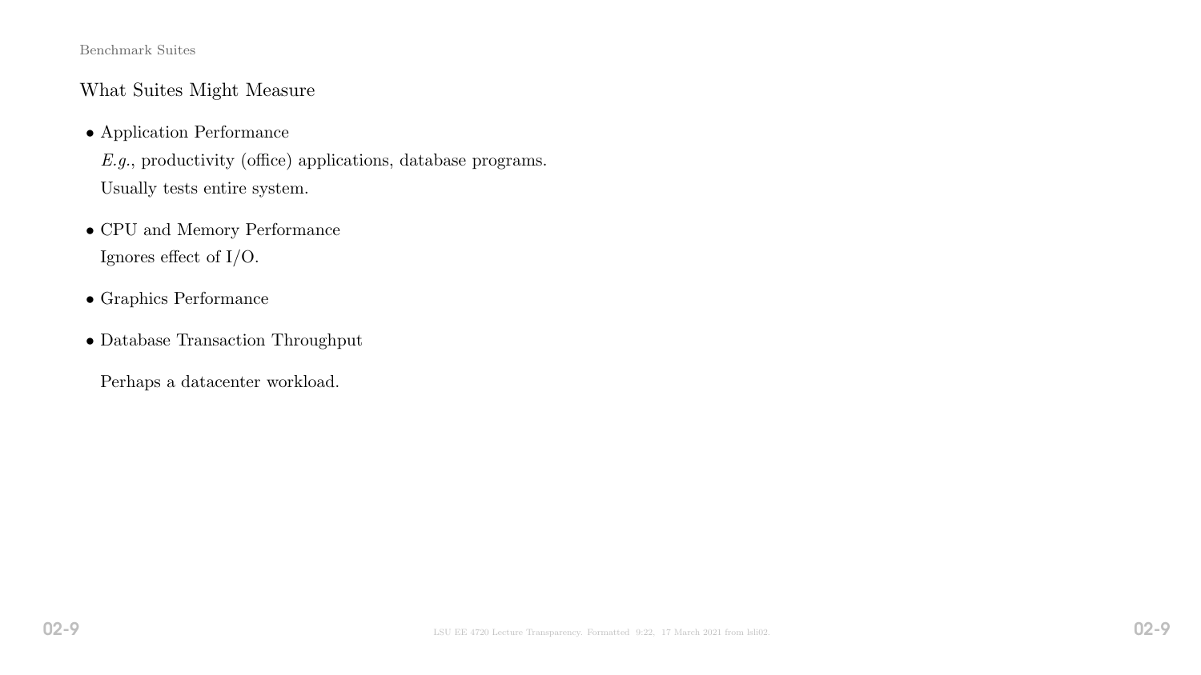## What Suites Might Measure

- Application Performance

  *E.g.*, productivity (office) applications, database programs.

  Usually tests entire system.

- CPU and Memory Performance

  Ignores effect of I/O.

- Graphics Performance

- Database Transaction Throughput

  Perhaps a datacenter workload.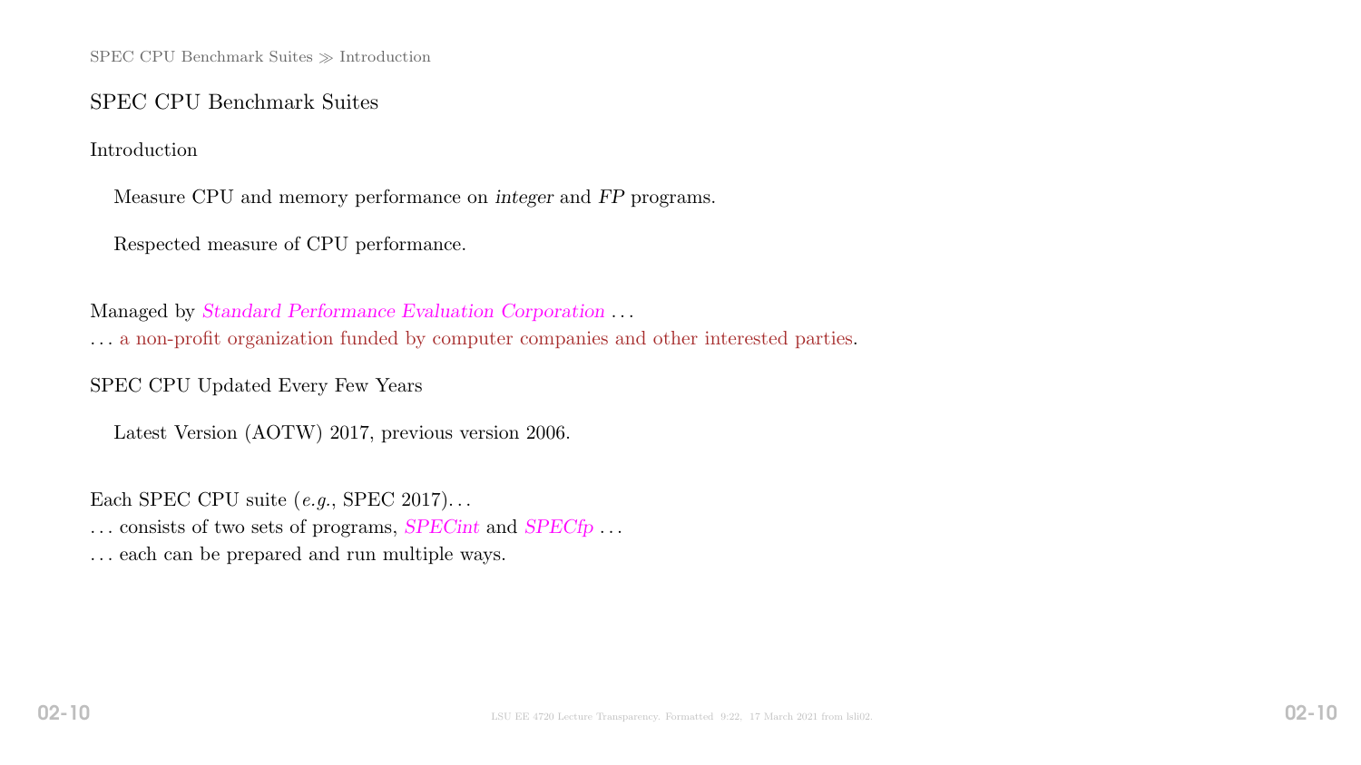## SPEC CPU Benchmark Suites

### Introduction

Measure CPU and memory performance on *integer* and *FP* programs.

Respected measure of CPU performance.

Managed by *Standard Performance Evaluation Corporation* ...
... a non-profit organization funded by computer companies and other interested parties.

### SPEC CPU Updated Every Few Years

Latest Version (AOTW) 2017, previous version 2006.

Each SPEC CPU suite (*e.g.*, SPEC 2017)...
... consists of two sets of programs, *SPECint* and *SPECfp* ...
... each can be prepared and run multiple ways.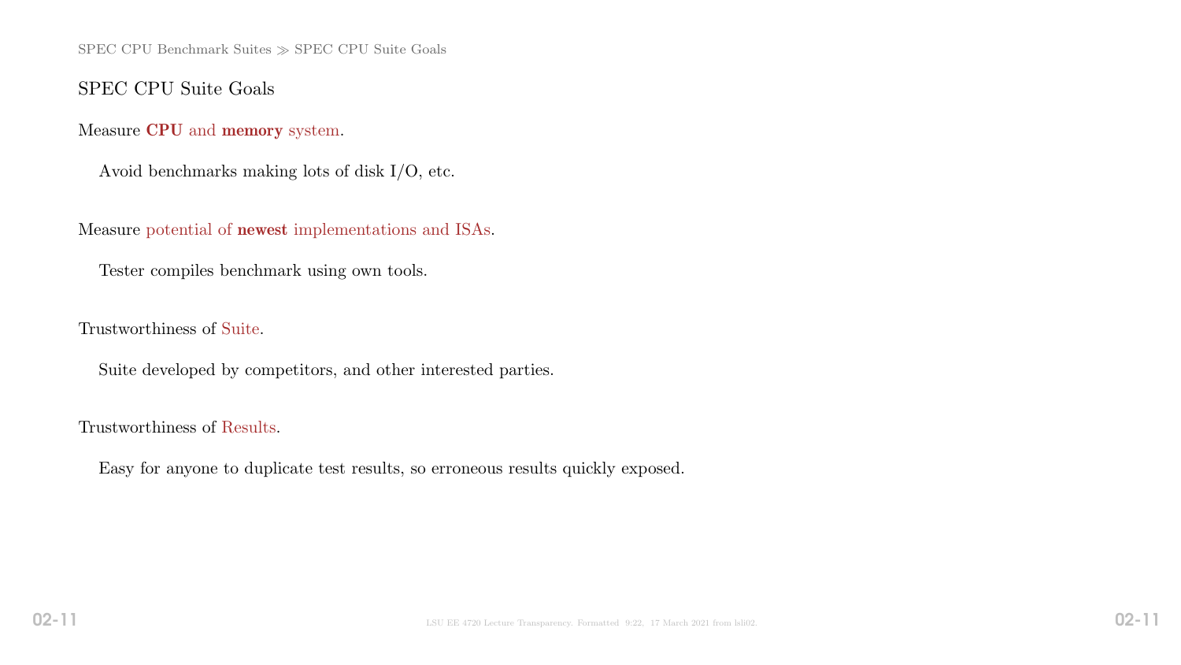## SPEC CPU Suite Goals

Measure **CPU** and **memory** system.

Avoid benchmarks making lots of disk I/O, etc.

Measure potential of **newest** implementations and ISAs.

Tester compiles benchmark using own tools.

Trustworthiness of Suite.

Suite developed by competitors, and other interested parties.

Trustworthiness of Results.

Easy for anyone to duplicate test results, so erroneous results quickly exposed.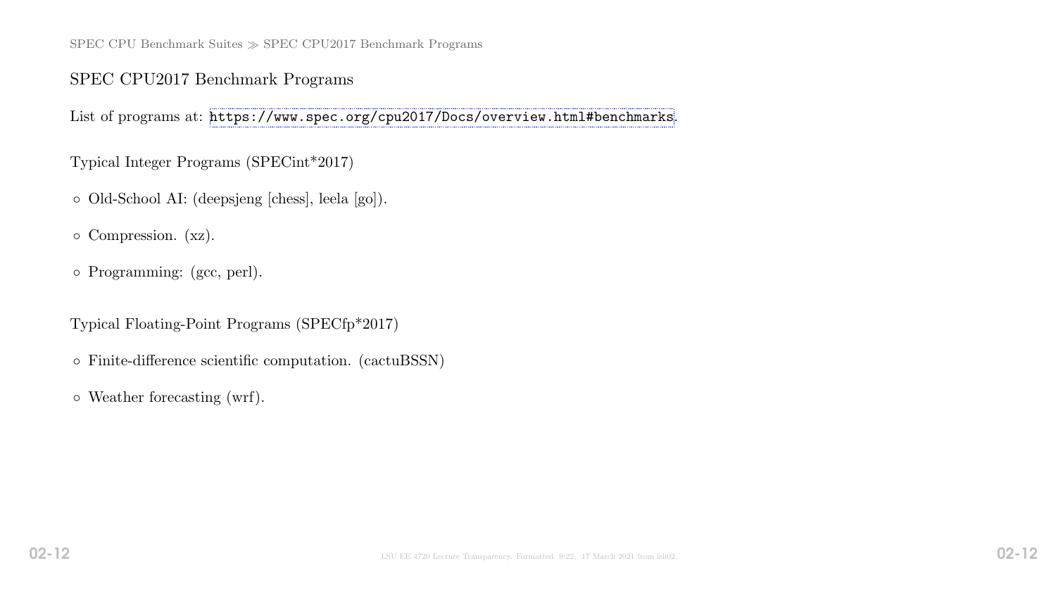## SPEC CPU2017 Benchmark Programs

List of programs at: https://www.spec.org/cpu2017/Docs/overview.html#benchmarks.

Typical Integer Programs (SPECint*2017)

- Old-School AI: (deepsjeng [chess], leela [go]).
- Compression. (xz).
- Programming: (gcc, perl).

Typical Floating-Point Programs (SPECfp*2017)

- Finite-difference scientific computation. (cactuBSSN)
- Weather forecasting (wrf).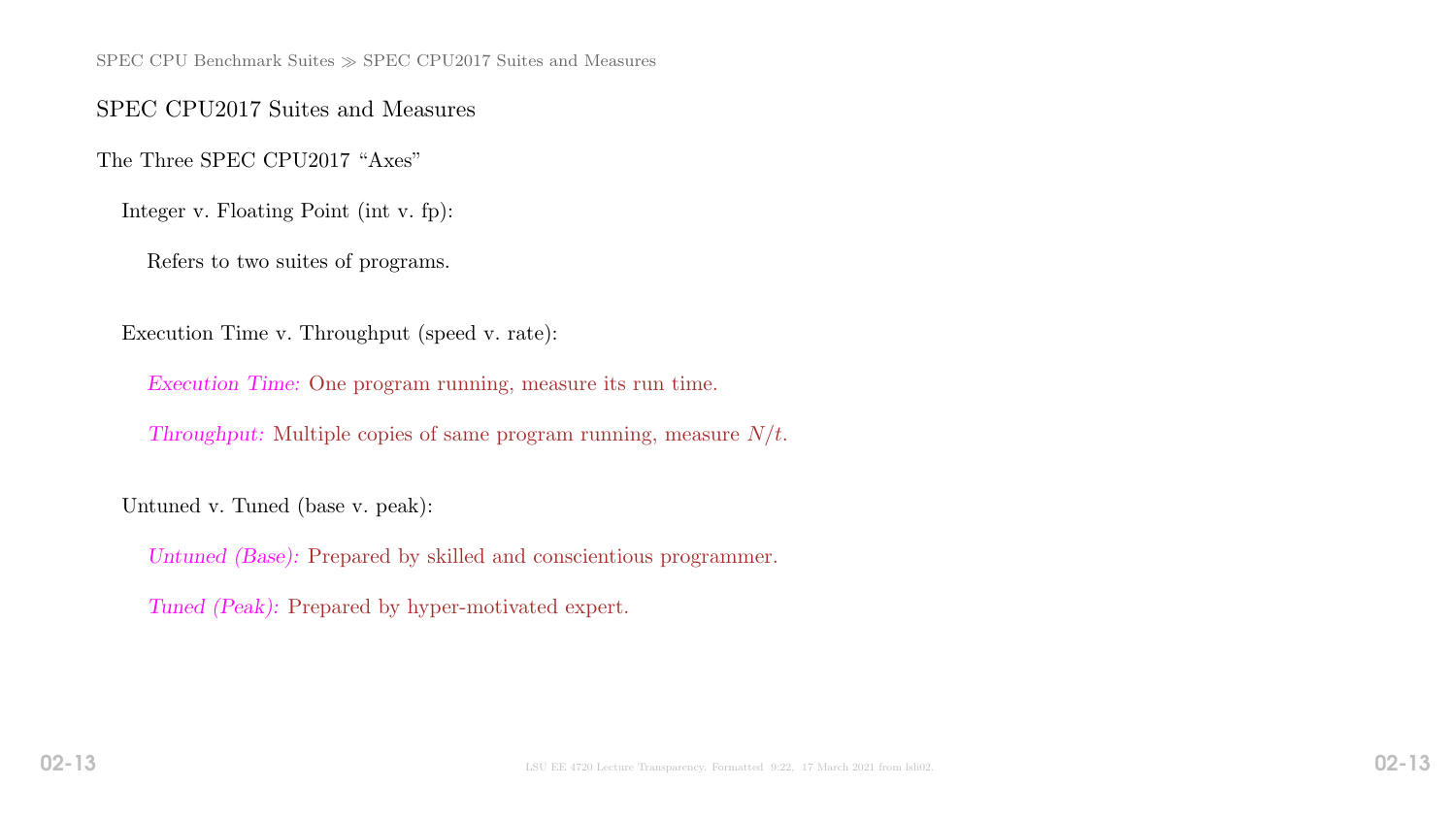## SPEC CPU2017 Suites and Measures

### The Three SPEC CPU2017 "Axes"

Integer v. Floating Point (int v. fp):

- Refers to two suites of programs.

Execution Time v. Throughput (speed v. rate):

- *Execution Time:* One program running, measure its run time.
- *Throughput:* Multiple copies of same program running, measure $N/t$.

Untuned v. Tuned (base v. peak):

- *Untuned (Base):* Prepared by skilled and conscientious programmer.
- *Tuned (Peak):* Prepared by hyper-motivated expert.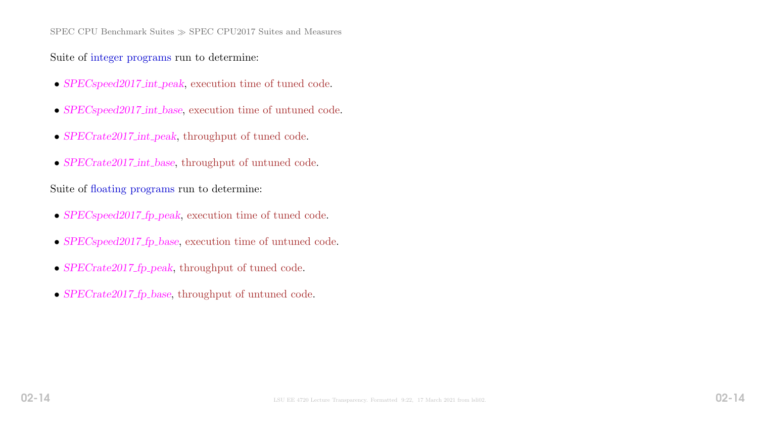Suite of integer programs run to determine:

- *SPECspeed2017_int_peak*, execution time of tuned code.
- *SPECspeed2017_int_base*, execution time of untuned code.
- *SPECrate2017_int_peak*, throughput of tuned code.
- *SPECrate2017_int_base*, throughput of untuned code.

Suite of floating programs run to determine:

- *SPECspeed2017_fp_peak*, execution time of tuned code.
- *SPECspeed2017_fp_base*, execution time of untuned code.
- *SPECrate2017_fp_peak*, throughput of tuned code.
- *SPECrate2017_fp_base*, throughput of untuned code.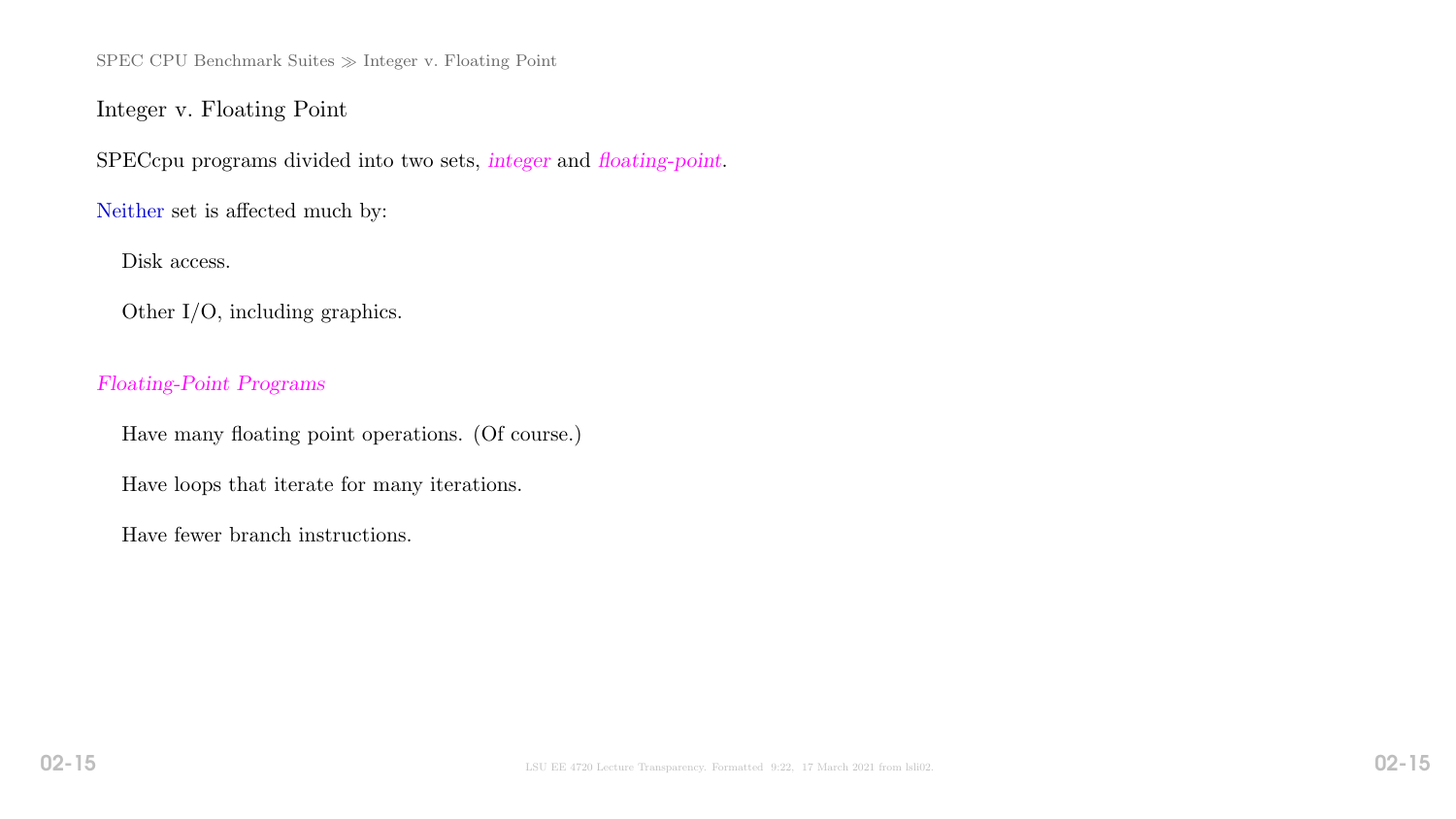## Integer v. Floating Point

SPECcpu programs divided into two sets, *integer* and *floating-point*.

Neither set is affected much by:

- Disk access.
- Other I/O, including graphics.

### *Floating-Point Programs*

- Have many floating point operations. (Of course.)
- Have loops that iterate for many iterations.
- Have fewer branch instructions.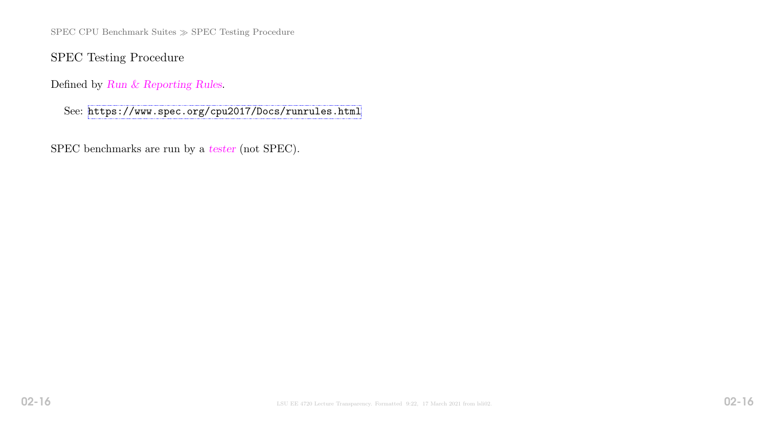## SPEC Testing Procedure

Defined by *Run & Reporting Rules*.

See: `https://www.spec.org/cpu2017/Docs/runrules.html`

SPEC benchmarks are run by a *tester* (not SPEC).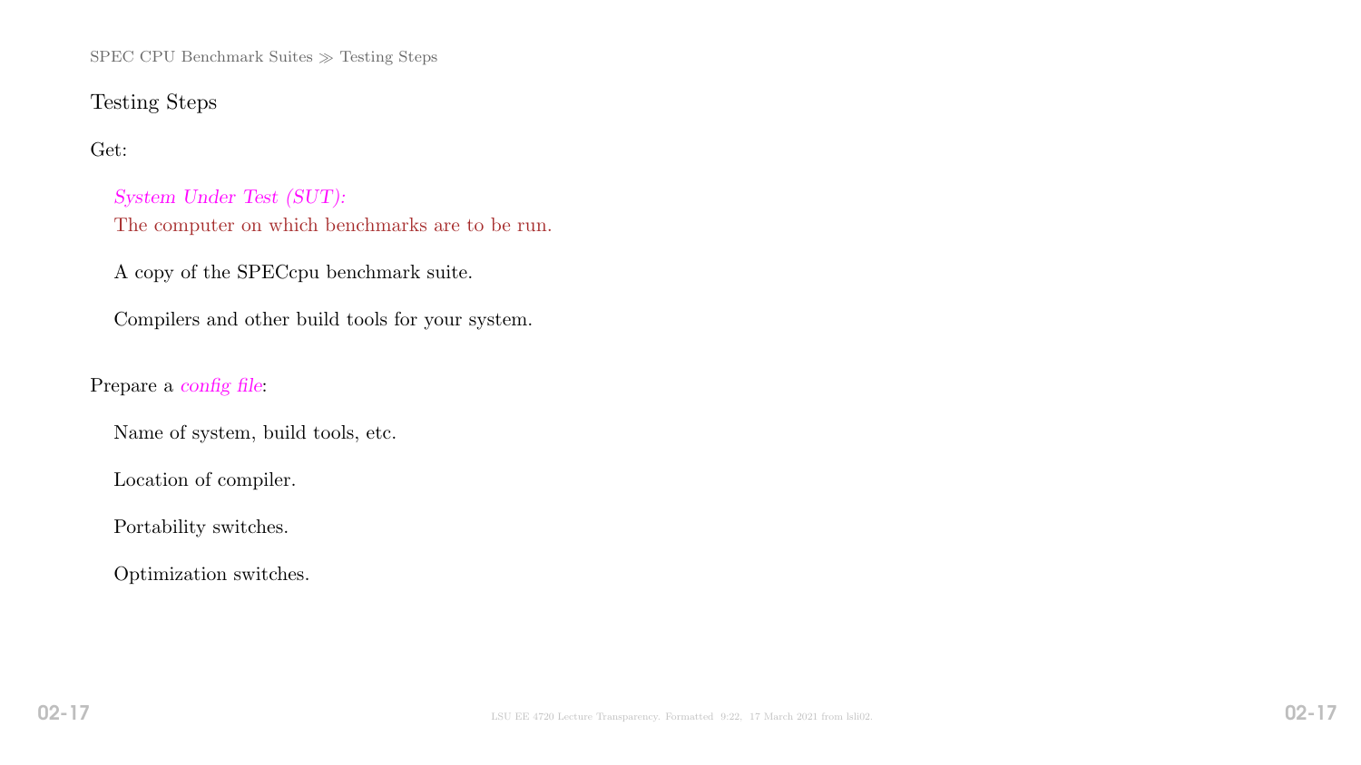## Testing Steps

Get:

*System Under Test (SUT):*
The computer on which benchmarks are to be run.

A copy of the SPECcpu benchmark suite.

Compilers and other build tools for your system.

Prepare a *config file*:

Name of system, build tools, etc.

Location of compiler.

Portability switches.

Optimization switches.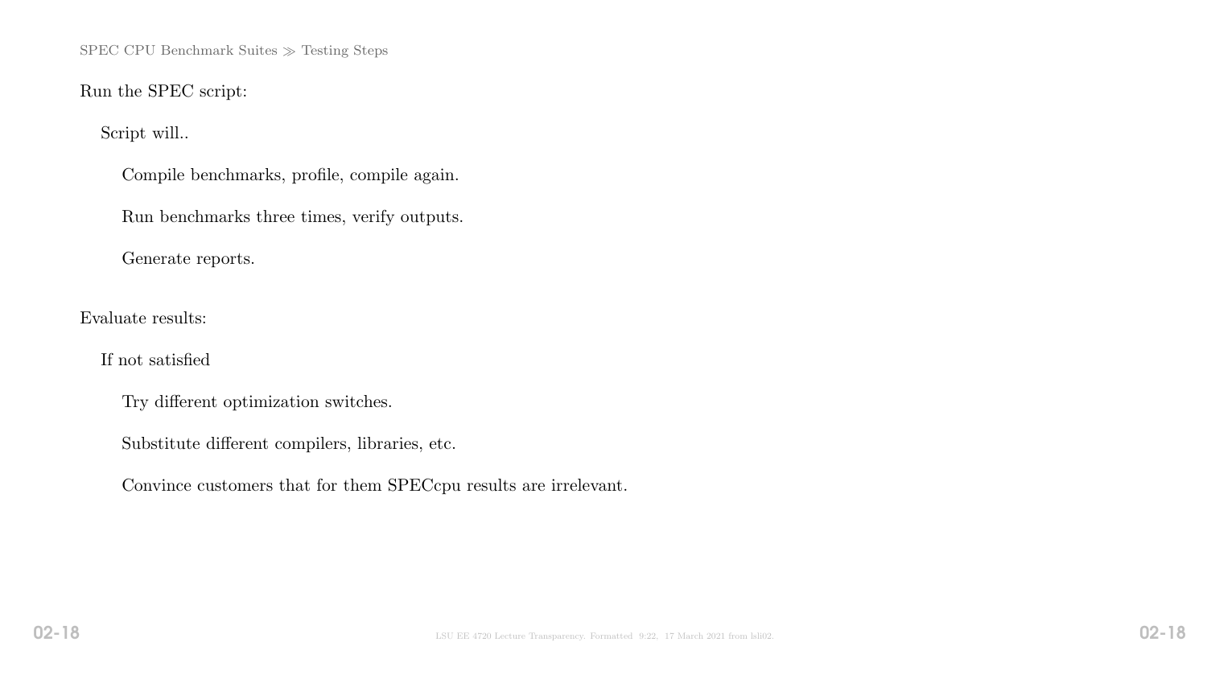SPEC CPU Benchmark Suites ≫ Testing Steps

Run the SPEC script:

- Script will..
  - Compile benchmarks, profile, compile again.
  - Run benchmarks three times, verify outputs.
  - Generate reports.

Evaluate results:

- If not satisfied
  - Try different optimization switches.
  - Substitute different compilers, libraries, etc.
  - Convince customers that for them SPECcpu results are irrelevant.